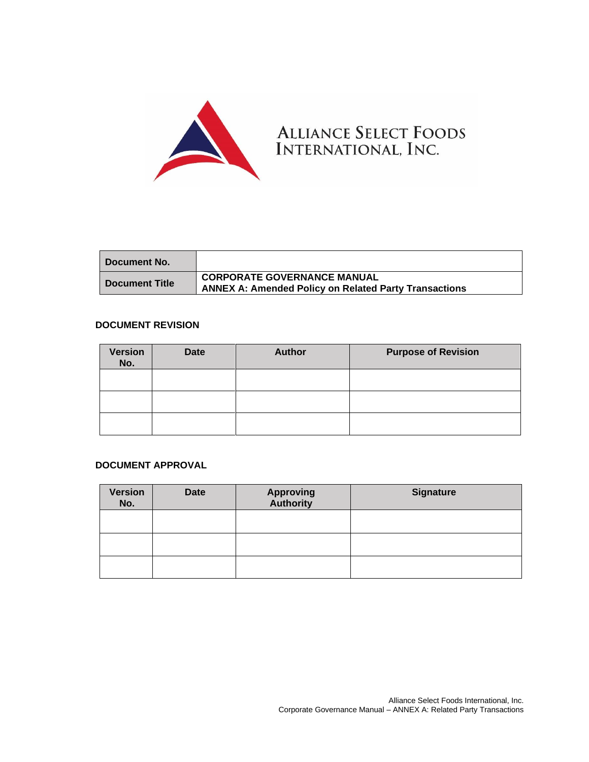**ALLIANCE SELECT FOODS INTERNATIONAL, INC.**

| Document No. | |
|---|---|
| Document Title | CORPORATE GOVERNANCE MANUAL<br>ANNEX A: Amended Policy on Related Party Transactions |

**DOCUMENT REVISION**

| Version No. | Date | Author | Purpose of Revision |
|---|---|---|---|
| | | | |
| | | | |
| | | | |

**DOCUMENT APPROVAL**

| Version No. | Date | Approving Authority | Signature |
|---|---|---|---|
| | | | |
| | | | |
| | | | |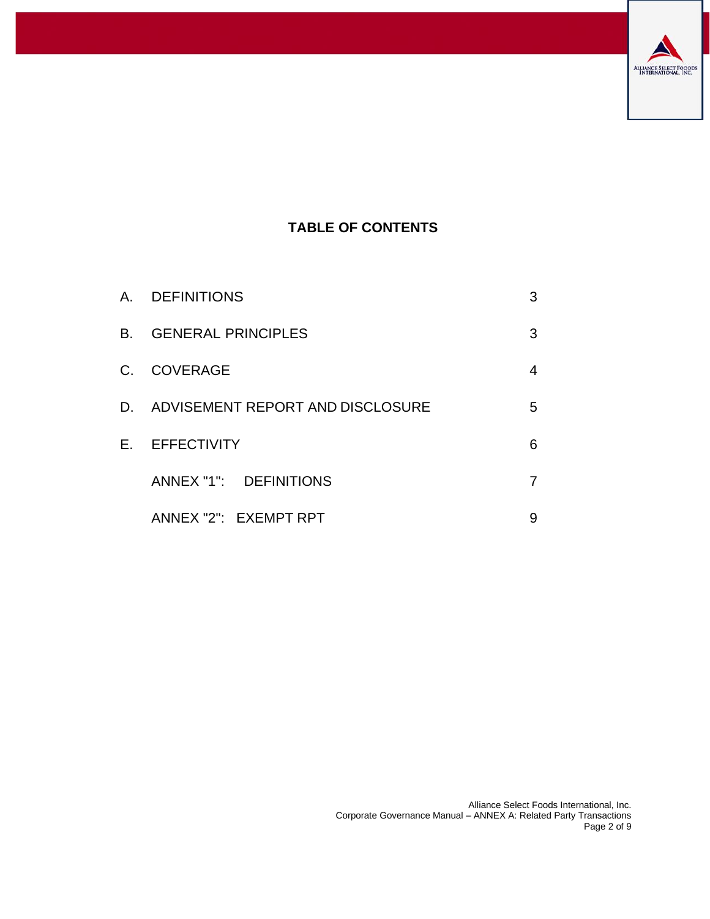## TABLE OF CONTENTS

| | | |
|---|---|---|
| A. | DEFINITIONS | 3 |
| B. | GENERAL PRINCIPLES | 3 |
| C. | COVERAGE | 4 |
| D. | ADVISEMENT REPORT AND DISCLOSURE | 5 |
| E. | EFFECTIVITY | 6 |
| | ANNEX "1": DEFINITIONS | 7 |
| | ANNEX "2": EXEMPT RPT | 9 |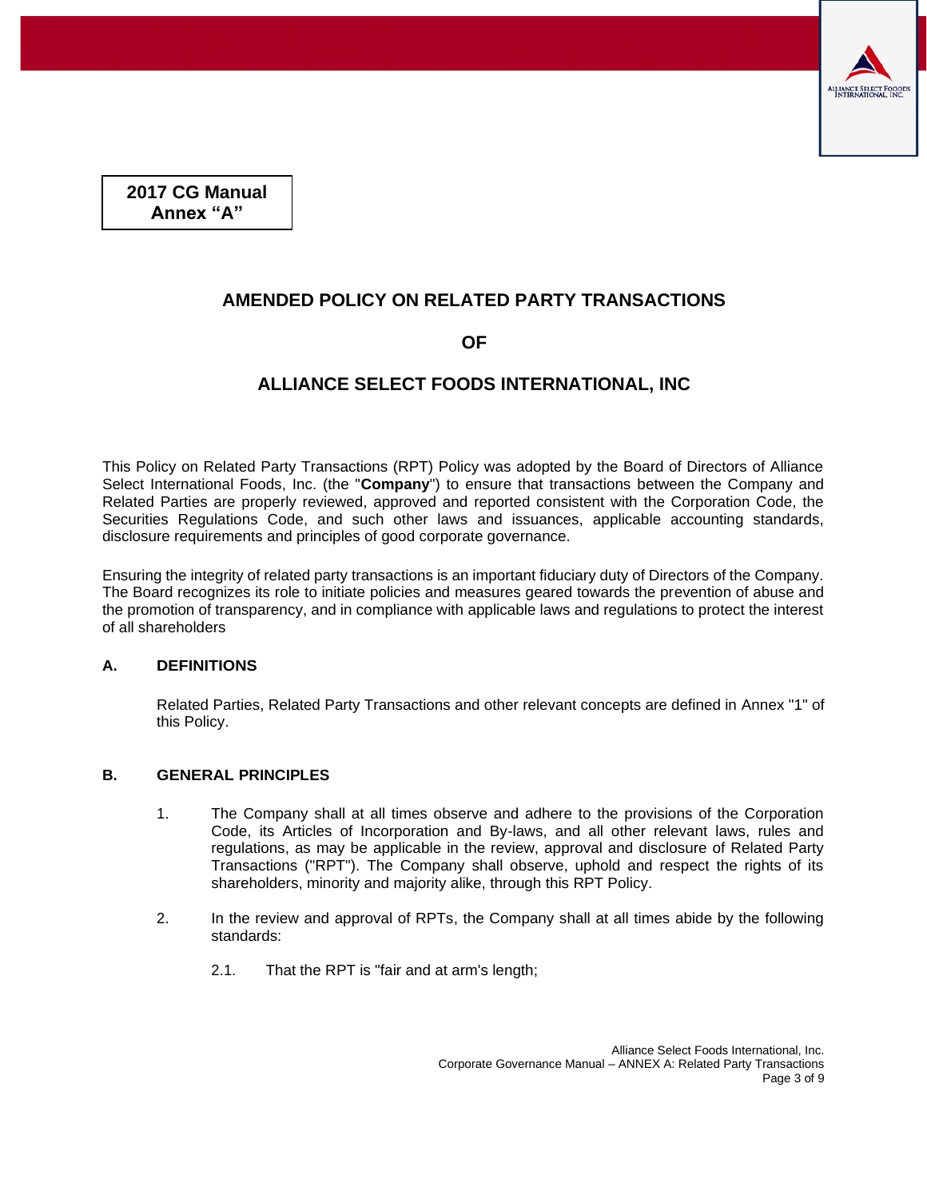**2017 CG Manual**
**Annex "A"**

# AMENDED POLICY ON RELATED PARTY TRANSACTIONS

# OF

# ALLIANCE SELECT FOODS INTERNATIONAL, INC

This Policy on Related Party Transactions (RPT) Policy was adopted by the Board of Directors of Alliance Select International Foods, Inc. (the "**Company**") to ensure that transactions between the Company and Related Parties are properly reviewed, approved and reported consistent with the Corporation Code, the Securities Regulations Code, and such other laws and issuances, applicable accounting standards, disclosure requirements and principles of good corporate governance.

Ensuring the integrity of related party transactions is an important fiduciary duty of Directors of the Company. The Board recognizes its role to initiate policies and measures geared towards the prevention of abuse and the promotion of transparency, and in compliance with applicable laws and regulations to protect the interest of all shareholders

## A. DEFINITIONS

Related Parties, Related Party Transactions and other relevant concepts are defined in Annex "1" of this Policy.

## B. GENERAL PRINCIPLES

1. The Company shall at all times observe and adhere to the provisions of the Corporation Code, its Articles of Incorporation and By-laws, and all other relevant laws, rules and regulations, as may be applicable in the review, approval and disclosure of Related Party Transactions ("RPT"). The Company shall observe, uphold and respect the rights of its shareholders, minority and majority alike, through this RPT Policy.

2. In the review and approval of RPTs, the Company shall at all times abide by the following standards:

   2.1. That the RPT is "fair and at arm's length;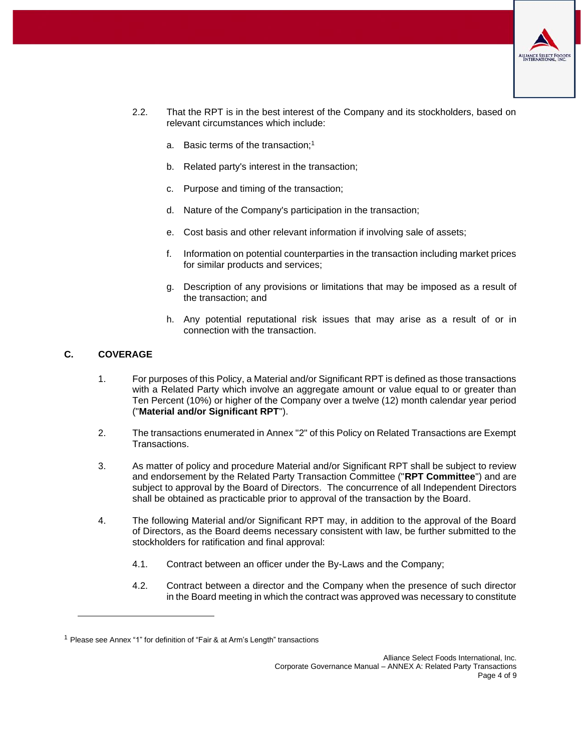2.2. That the RPT is in the best interest of the Company and its stockholders, based on relevant circumstances which include:

a. Basic terms of the transaction;[1]

b. Related party's interest in the transaction;

c. Purpose and timing of the transaction;

d. Nature of the Company's participation in the transaction;

e. Cost basis and other relevant information if involving sale of assets;

f. Information on potential counterparties in the transaction including market prices for similar products and services;

g. Description of any provisions or limitations that may be imposed as a result of the transaction; and

h. Any potential reputational risk issues that may arise as a result of or in connection with the transaction.

## C. COVERAGE

1. For purposes of this Policy, a Material and/or Significant RPT is defined as those transactions with a Related Party which involve an aggregate amount or value equal to or greater than Ten Percent (10%) or higher of the Company over a twelve (12) month calendar year period ("**Material and/or Significant RPT**").

2. The transactions enumerated in Annex "2" of this Policy on Related Transactions are Exempt Transactions.

3. As matter of policy and procedure Material and/or Significant RPT shall be subject to review and endorsement by the Related Party Transaction Committee ("**RPT Committee**") and are subject to approval by the Board of Directors. The concurrence of all Independent Directors shall be obtained as practicable prior to approval of the transaction by the Board.

4. The following Material and/or Significant RPT may, in addition to the approval of the Board of Directors, as the Board deems necessary consistent with law, be further submitted to the stockholders for ratification and final approval:

4.1. Contract between an officer under the By-Laws and the Company;

4.2. Contract between a director and the Company when the presence of such director in the Board meeting in which the contract was approved was necessary to constitute

---

[1] Please see Annex "1" for definition of "Fair & at Arm's Length" transactions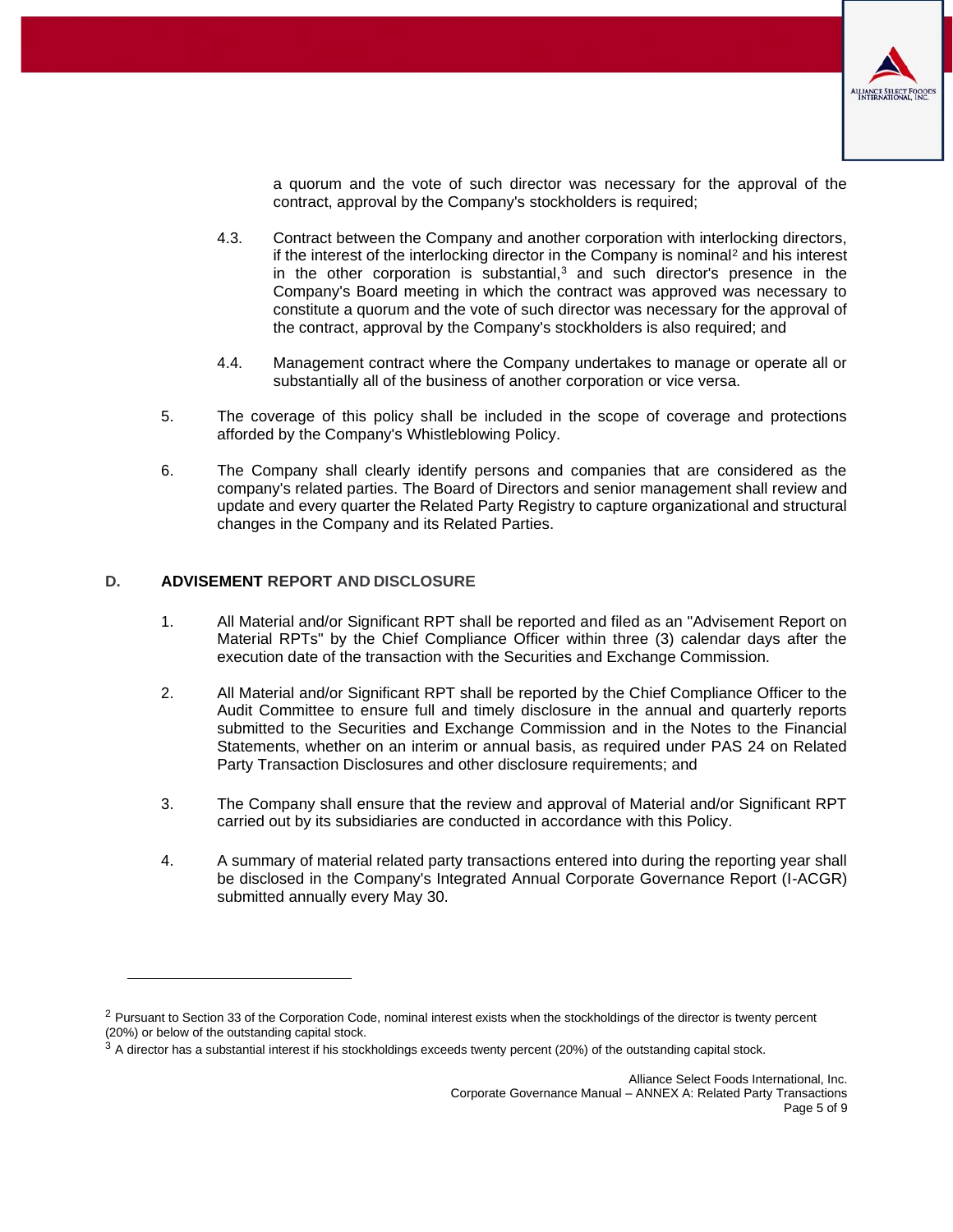a quorum and the vote of such director was necessary for the approval of the contract, approval by the Company's stockholders is required;

4.3. Contract between the Company and another corporation with interlocking directors, if the interest of the interlocking director in the Company is nominal[2] and his interest in the other corporation is substantial,[3] and such director's presence in the Company's Board meeting in which the contract was approved was necessary to constitute a quorum and the vote of such director was necessary for the approval of the contract, approval by the Company's stockholders is also required; and

4.4. Management contract where the Company undertakes to manage or operate all or substantially all of the business of another corporation or vice versa.

5. The coverage of this policy shall be included in the scope of coverage and protections afforded by the Company's Whistleblowing Policy.

6. The Company shall clearly identify persons and companies that are considered as the company's related parties. The Board of Directors and senior management shall review and update and every quarter the Related Party Registry to capture organizational and structural changes in the Company and its Related Parties.

## D. ADVISEMENT REPORT AND DISCLOSURE

1. All Material and/or Significant RPT shall be reported and filed as an "Advisement Report on Material RPTs" by the Chief Compliance Officer within three (3) calendar days after the execution date of the transaction with the Securities and Exchange Commission.

2. All Material and/or Significant RPT shall be reported by the Chief Compliance Officer to the Audit Committee to ensure full and timely disclosure in the annual and quarterly reports submitted to the Securities and Exchange Commission and in the Notes to the Financial Statements, whether on an interim or annual basis, as required under PAS 24 on Related Party Transaction Disclosures and other disclosure requirements; and

3. The Company shall ensure that the review and approval of Material and/or Significant RPT carried out by its subsidiaries are conducted in accordance with this Policy.

4. A summary of material related party transactions entered into during the reporting year shall be disclosed in the Company's Integrated Annual Corporate Governance Report (I-ACGR) submitted annually every May 30.

---

[2] Pursuant to Section 33 of the Corporation Code, nominal interest exists when the stockholdings of the director is twenty percent (20%) or below of the outstanding capital stock.

[3] A director has a substantial interest if his stockholdings exceeds twenty percent (20%) of the outstanding capital stock.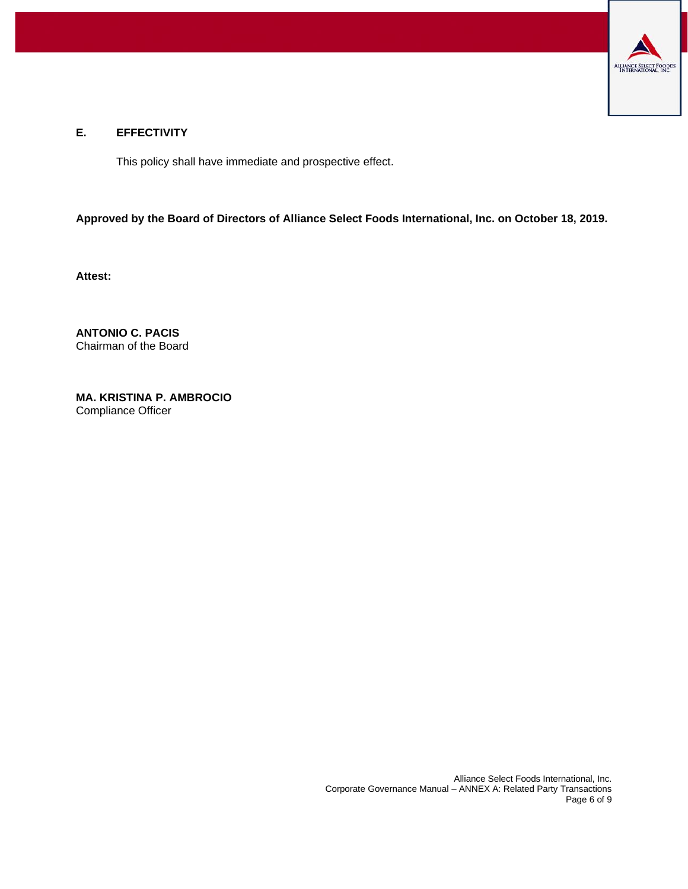## E. EFFECTIVITY

This policy shall have immediate and prospective effect.

**Approved by the Board of Directors of Alliance Select Foods International, Inc. on October 18, 2019.**

**Attest:**

**ANTONIO C. PACIS**
Chairman of the Board

**MA. KRISTINA P. AMBROCIO**
Compliance Officer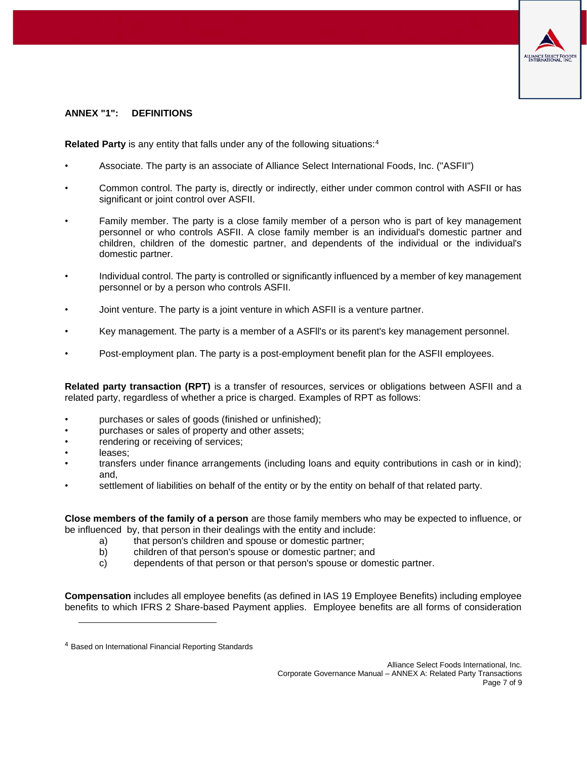## ANNEX "1": DEFINITIONS

**Related Party** is any entity that falls under any of the following situations:[4]

- Associate. The party is an associate of Alliance Select International Foods, Inc. ("ASFII")
- Common control. The party is, directly or indirectly, either under common control with ASFII or has significant or joint control over ASFII.
- Family member. The party is a close family member of a person who is part of key management personnel or who controls ASFII. A close family member is an individual's domestic partner and children, children of the domestic partner, and dependents of the individual or the individual's domestic partner.
- Individual control. The party is controlled or significantly influenced by a member of key management personnel or by a person who controls ASFII.
- Joint venture. The party is a joint venture in which ASFII is a venture partner.
- Key management. The party is a member of a ASFll's or its parent's key management personnel.
- Post-employment plan. The party is a post-employment benefit plan for the ASFII employees.

**Related party transaction (RPT)** is a transfer of resources, services or obligations between ASFII and a related party, regardless of whether a price is charged. Examples of RPT as follows:

- purchases or sales of goods (finished or unfinished);
- purchases or sales of property and other assets;
- rendering or receiving of services;
- leases;
- transfers under finance arrangements (including loans and equity contributions in cash or in kind); and,
- settlement of liabilities on behalf of the entity or by the entity on behalf of that related party.

**Close members of the family of a person** are those family members who may be expected to influence, or be influenced by, that person in their dealings with the entity and include:

a) that person's children and spouse or domestic partner;
b) children of that person's spouse or domestic partner; and
c) dependents of that person or that person's spouse or domestic partner.

**Compensation** includes all employee benefits (as defined in IAS 19 Employee Benefits) including employee benefits to which IFRS 2 Share-based Payment applies. Employee benefits are all forms of consideration

---

[4] Based on International Financial Reporting Standards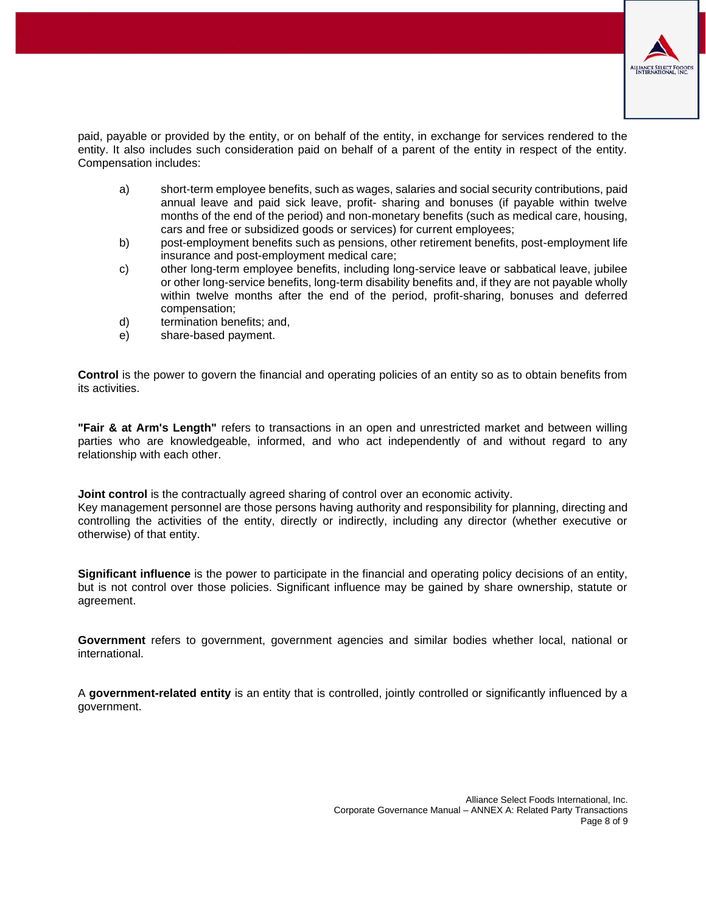paid, payable or provided by the entity, or on behalf of the entity, in exchange for services rendered to the entity. It also includes such consideration paid on behalf of a parent of the entity in respect of the entity. Compensation includes:

a) short-term employee benefits, such as wages, salaries and social security contributions, paid annual leave and paid sick leave, profit- sharing and bonuses (if payable within twelve months of the end of the period) and non-monetary benefits (such as medical care, housing, cars and free or subsidized goods or services) for current employees;
b) post-employment benefits such as pensions, other retirement benefits, post-employment life insurance and post-employment medical care;
c) other long-term employee benefits, including long-service leave or sabbatical leave, jubilee or other long-service benefits, long-term disability benefits and, if they are not payable wholly within twelve months after the end of the period, profit-sharing, bonuses and deferred compensation;
d) termination benefits; and,
e) share-based payment.

**Control** is the power to govern the financial and operating policies of an entity so as to obtain benefits from its activities.

**"Fair & at Arm's Length"** refers to transactions in an open and unrestricted market and between willing parties who are knowledgeable, informed, and who act independently of and without regard to any relationship with each other.

**Joint control** is the contractually agreed sharing of control over an economic activity.
Key management personnel are those persons having authority and responsibility for planning, directing and controlling the activities of the entity, directly or indirectly, including any director (whether executive or otherwise) of that entity.

**Significant influence** is the power to participate in the financial and operating policy decisions of an entity, but is not control over those policies. Significant influence may be gained by share ownership, statute or agreement.

**Government** refers to government, government agencies and similar bodies whether local, national or international.

A **government-related entity** is an entity that is controlled, jointly controlled or significantly influenced by a government.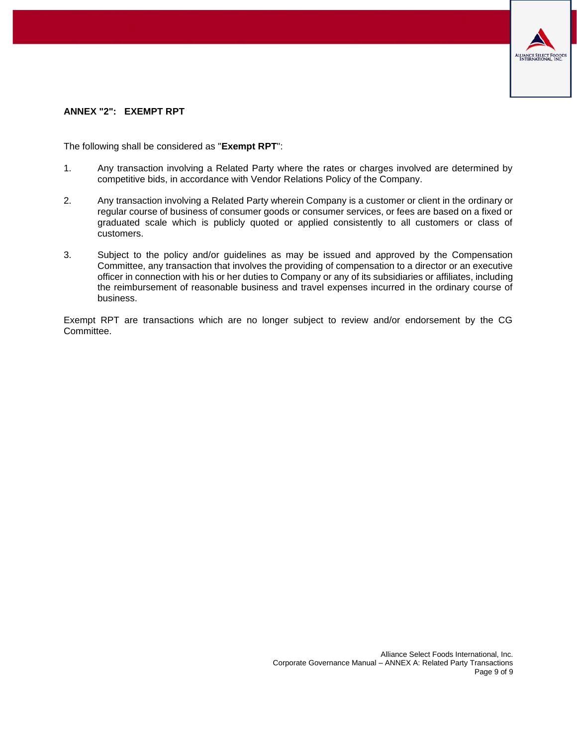## ANNEX "2": EXEMPT RPT

The following shall be considered as "**Exempt RPT**":

1. Any transaction involving a Related Party where the rates or charges involved are determined by competitive bids, in accordance with Vendor Relations Policy of the Company.

2. Any transaction involving a Related Party wherein Company is a customer or client in the ordinary or regular course of business of consumer goods or consumer services, or fees are based on a fixed or graduated scale which is publicly quoted or applied consistently to all customers or class of customers.

3. Subject to the policy and/or guidelines as may be issued and approved by the Compensation Committee, any transaction that involves the providing of compensation to a director or an executive officer in connection with his or her duties to Company or any of its subsidiaries or affiliates, including the reimbursement of reasonable business and travel expenses incurred in the ordinary course of business.

Exempt RPT are transactions which are no longer subject to review and/or endorsement by the CG Committee.